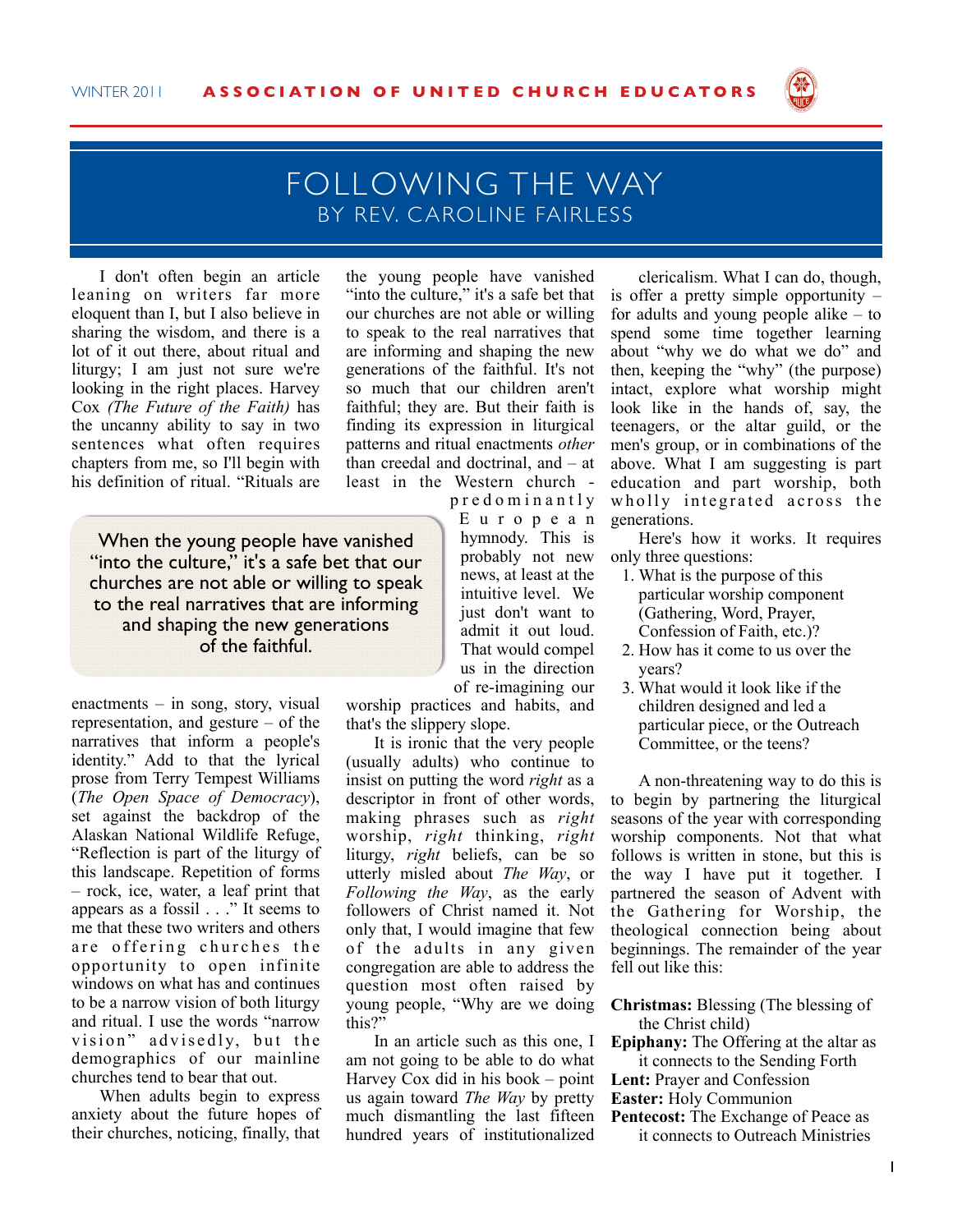# FOLLOWING THE WAY

## BY REV. CAROLINE FAIRLESS

I don't often begin an article leaning on writers far more eloquent than I, but I also believe in sharing the wisdom, and there is a lot of it out there, about ritual and liturgy; I am just not sure we're looking in the right places. Harvey Cox *(The Future of the Faith)* has the uncanny ability to say in two sentences what often requires chapters from me, so I'll begin with his definition of ritual. "Rituals are enactments – in song, story, visual representation, and gesture – of the narratives that inform a people's identity." Add to that the lyrical prose from Terry Tempest Williams (*The Open Space of Democracy*), set against the backdrop of the Alaskan National Wildlife Refuge, "Reflection is part of the liturgy of this landscape. Repetition of forms – rock, ice, water, a leaf print that appears as a fossil . . ." It seems to me that these two writers and others are offering churches the opportunity to open infinite windows on what has and continues to be a narrow vision of both liturgy and ritual. I use the words "narrow vision" advisedly, but the demographics of our mainline churches tend to bear that out.

When adults begin to express anxiety about the future hopes of their churches, noticing, finally, that the young people have vanished "into the culture," it's a safe bet that our churches are not able or willing to speak to the real narratives that are informing and shaping the new generations of the faithful. It's not so much that our children aren't faithful; they are. But their faith is finding its expression in liturgical patterns and ritual enactments *other* than creedal and doctrinal, and – at least in the Western church - predominantly European hymnody. This is probably not new news, at least at the intuitive level. We just don't want to admit it out loud. That would compel us in the direction of re-imagining our worship practices and habits, and that's the slippery slope.

> When the young people have vanished "into the culture," it's a safe bet that our churches are not able or willing to speak to the real narratives that are informing and shaping the new generations of the faithful.

It is ironic that the very people (usually adults) who continue to insist on putting the word *right* as a descriptor in front of other words, making phrases such as *right* worship, *right* thinking, *right* liturgy, *right* beliefs, can be so utterly misled about *The Way*, or *Following the Way*, as the early followers of Christ named it. Not only that, I would imagine that few of the adults in any given congregation are able to address the question most often raised by young people, "Why are we doing this?"

In an article such as this one, I am not going to be able to do what Harvey Cox did in his book – point us again toward *The Way* by pretty much dismantling the last fifteen hundred years of institutionalized clericalism. What I can do, though, is offer a pretty simple opportunity – for adults and young people alike – to spend some time together learning about "why we do what we do" and then, keeping the "why" (the purpose) intact, explore what worship might look like in the hands of, say, the teenagers, or the altar guild, or the men's group, or in combinations of the above. What I am suggesting is part education and part worship, both wholly integrated across the generations.

Here's how it works. It requires only three questions:

1. What is the purpose of this particular worship component (Gathering, Word, Prayer, Confession of Faith, etc.)?
2. How has it come to us over the years?
3. What would it look like if the children designed and led a particular piece, or the Outreach Committee, or the teens?

A non-threatening way to do this is to begin by partnering the liturgical seasons of the year with corresponding worship components. Not that what follows is written in stone, but this is the way I have put it together. I partnered the season of Advent with the Gathering for Worship, the theological connection being about beginnings. The remainder of the year fell out like this:

**Christmas:** Blessing (The blessing of the Christ child)
**Epiphany:** The Offering at the altar as it connects to the Sending Forth
**Lent:** Prayer and Confession
**Easter:** Holy Communion
**Pentecost:** The Exchange of Peace as it connects to Outreach Ministries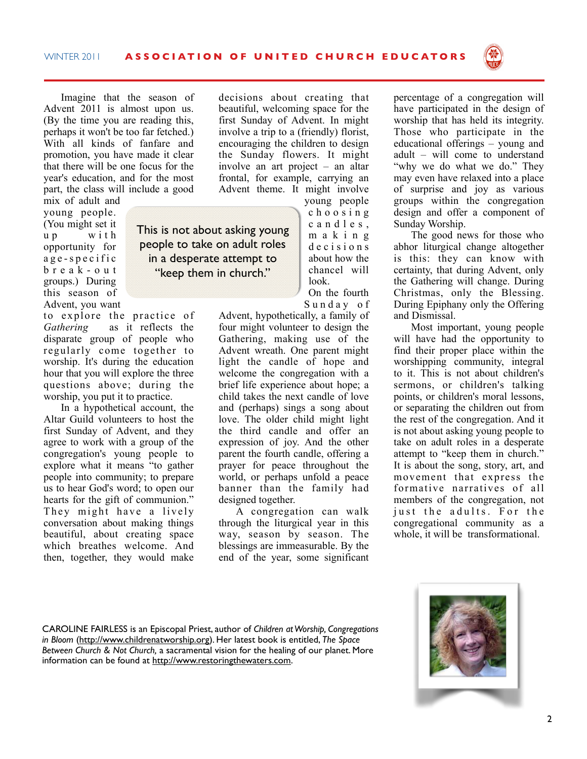Imagine that the season of Advent 2011 is almost upon us. (By the time you are reading this, perhaps it won't be too far fetched.) With all kinds of fanfare and promotion, you have made it clear that there will be one focus for the year's education, and for the most part, the class will include a good mix of adult and young people. (You might set it up with opportunity for age-specific break-out groups.) During this season of Advent, you want to explore the practice of *Gathering* as it reflects the disparate group of people who regularly come together to worship. It's during the education hour that you will explore the three questions above; during the worship, you put it to practice.

In a hypothetical account, the Altar Guild volunteers to host the first Sunday of Advent, and they agree to work with a group of the congregation's young people to explore what it means "to gather people into community; to prepare us to hear God's word; to open our hearts for the gift of communion." They might have a lively conversation about making things beautiful, about creating space which breathes welcome. And then, together, they would make decisions about creating that beautiful, welcoming space for the first Sunday of Advent. In might involve a trip to a (friendly) florist, encouraging the children to design the Sunday flowers. It might involve an art project – an altar frontal, for example, carrying an Advent theme. It might involve young people choosing candles, making decisions about how the chancel will look.

> This is not about asking young people to take on adult roles in a desperate attempt to "keep them in church."

On the fourth Sunday of Advent, hypothetically, a family of four might volunteer to design the Gathering, making use of the Advent wreath. One parent might light the candle of hope and welcome the congregation with a brief life experience about hope; a child takes the next candle of love and (perhaps) sings a song about love. The older child might light the third candle and offer an expression of joy. And the other parent the fourth candle, offering a prayer for peace throughout the world, or perhaps unfold a peace banner than the family had designed together.

A congregation can walk through the liturgical year in this way, season by season. The blessings are immeasurable. By the end of the year, some significant percentage of a congregation will have participated in the design of worship that has held its integrity. Those who participate in the educational offerings – young and adult – will come to understand "why we do what we do." They may even have relaxed into a place of surprise and joy as various groups within the congregation design and offer a component of Sunday Worship.

The good news for those who abhor liturgical change altogether is this: they can know with certainty, that during Advent, only the Gathering will change. During Christmas, only the Blessing. During Epiphany only the Offering and Dismissal.

Most important, young people will have had the opportunity to find their proper place within the worshipping community, integral to it. This is not about children's sermons, or children's talking points, or children's moral lessons, or separating the children out from the rest of the congregation. And it is not about asking young people to take on adult roles in a desperate attempt to "keep them in church." It is about the song, story, art, and movement that express the formative narratives of all members of the congregation, not just the adults. For the congregational community as a whole, it will be transformational.

CAROLINE FAIRLESS is an Episcopal Priest, author of *Children at Worship, Congregations in Bloom* (http://www.childrenatworship.org). Her latest book is entitled, *The Space Between Church & Not Church,* a sacramental vision for the healing of our planet. More information can be found at http://www.restoringthewaters.com.